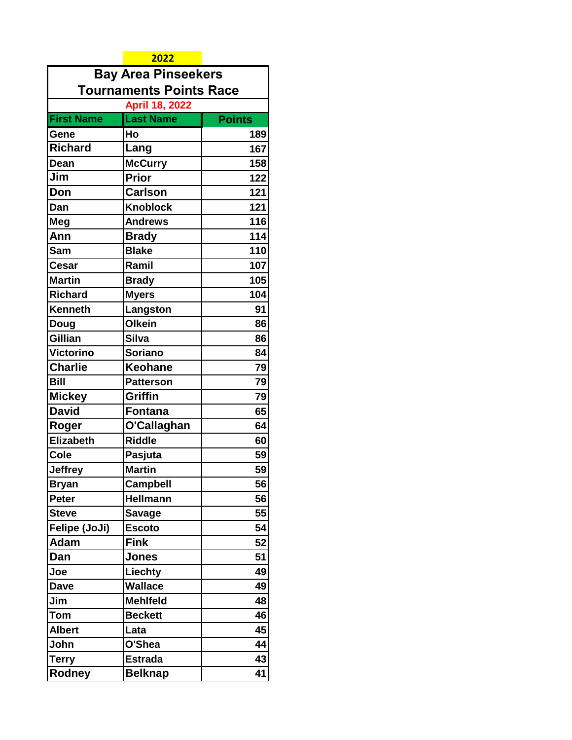2022

# Bay Area Pinseekers Tournaments Points Race

April 18, 2022

| First Name | Last Name | Points |
| --- | --- | --- |
| Gene | Ho | 189 |
| Richard | Lang | 167 |
| Dean | McCurry | 158 |
| Jim | Prior | 122 |
| Don | Carlson | 121 |
| Dan | Knoblock | 121 |
| Meg | Andrews | 116 |
| Ann | Brady | 114 |
| Sam | Blake | 110 |
| Cesar | Ramil | 107 |
| Martin | Brady | 105 |
| Richard | Myers | 104 |
| Kenneth | Langston | 91 |
| Doug | Olkein | 86 |
| Gillian | Silva | 86 |
| Victorino | Soriano | 84 |
| Charlie | Keohane | 79 |
| Bill | Patterson | 79 |
| Mickey | Griffin | 79 |
| David | Fontana | 65 |
| Roger | O'Callaghan | 64 |
| Elizabeth | Riddle | 60 |
| Cole | Pasjuta | 59 |
| Jeffrey | Martin | 59 |
| Bryan | Campbell | 56 |
| Peter | Hellmann | 56 |
| Steve | Savage | 55 |
| Felipe (JoJi) | Escoto | 54 |
| Adam | Fink | 52 |
| Dan | Jones | 51 |
| Joe | Liechty | 49 |
| Dave | Wallace | 49 |
| Jim | Mehlfeld | 48 |
| Tom | Beckett | 46 |
| Albert | Lata | 45 |
| John | O'Shea | 44 |
| Terry | Estrada | 43 |
| Rodney | Belknap | 41 |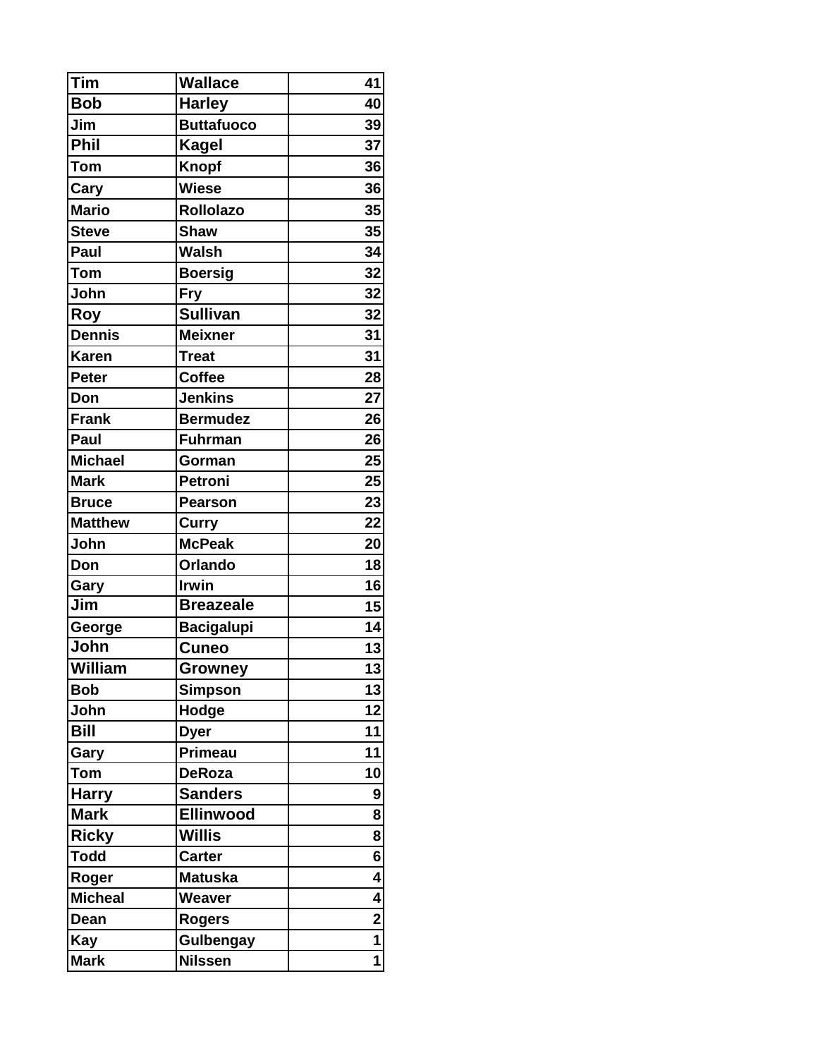| | | |
|---|---|---|
| Tim | Wallace | 41 |
| Bob | Harley | 40 |
| Jim | Buttafuoco | 39 |
| Phil | Kagel | 37 |
| Tom | Knopf | 36 |
| Cary | Wiese | 36 |
| Mario | Rollolazo | 35 |
| Steve | Shaw | 35 |
| Paul | Walsh | 34 |
| Tom | Boersig | 32 |
| John | Fry | 32 |
| Roy | Sullivan | 32 |
| Dennis | Meixner | 31 |
| Karen | Treat | 31 |
| Peter | Coffee | 28 |
| Don | Jenkins | 27 |
| Frank | Bermudez | 26 |
| Paul | Fuhrman | 26 |
| Michael | Gorman | 25 |
| Mark | Petroni | 25 |
| Bruce | Pearson | 23 |
| Matthew | Curry | 22 |
| John | McPeak | 20 |
| Don | Orlando | 18 |
| Gary | Irwin | 16 |
| Jim | Breazeale | 15 |
| George | Bacigalupi | 14 |
| John | Cuneo | 13 |
| William | Growney | 13 |
| Bob | Simpson | 13 |
| John | Hodge | 12 |
| Bill | Dyer | 11 |
| Gary | Primeau | 11 |
| Tom | DeRoza | 10 |
| Harry | Sanders | 9 |
| Mark | Ellinwood | 8 |
| Ricky | Willis | 8 |
| Todd | Carter | 6 |
| Roger | Matuska | 4 |
| Micheal | Weaver | 4 |
| Dean | Rogers | 2 |
| Kay | Gulbengay | 1 |
| Mark | Nilssen | 1 |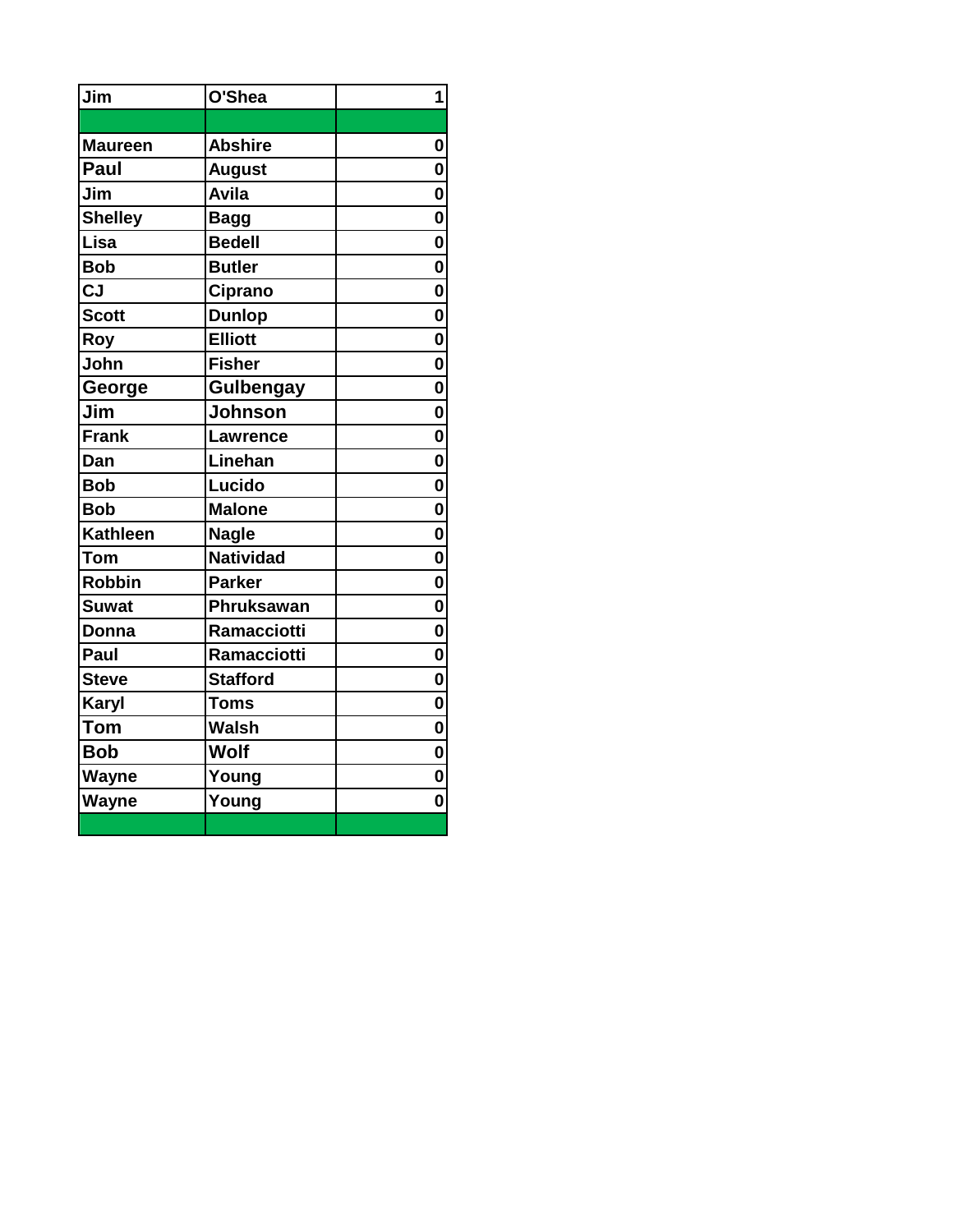| | | |
|---|---|---|
| Jim | O'Shea | 1 |
| | | |
| Maureen | Abshire | 0 |
| Paul | August | 0 |
| Jim | Avila | 0 |
| Shelley | Bagg | 0 |
| Lisa | Bedell | 0 |
| Bob | Butler | 0 |
| CJ | Ciprano | 0 |
| Scott | Dunlop | 0 |
| Roy | Elliott | 0 |
| John | Fisher | 0 |
| George | Gulbengay | 0 |
| Jim | Johnson | 0 |
| Frank | Lawrence | 0 |
| Dan | Linehan | 0 |
| Bob | Lucido | 0 |
| Bob | Malone | 0 |
| Kathleen | Nagle | 0 |
| Tom | Natividad | 0 |
| Robbin | Parker | 0 |
| Suwat | Phruksawan | 0 |
| Donna | Ramacciotti | 0 |
| Paul | Ramacciotti | 0 |
| Steve | Stafford | 0 |
| Karyl | Toms | 0 |
| Tom | Walsh | 0 |
| Bob | Wolf | 0 |
| Wayne | Young | 0 |
| Wayne | Young | 0 |
| | | |